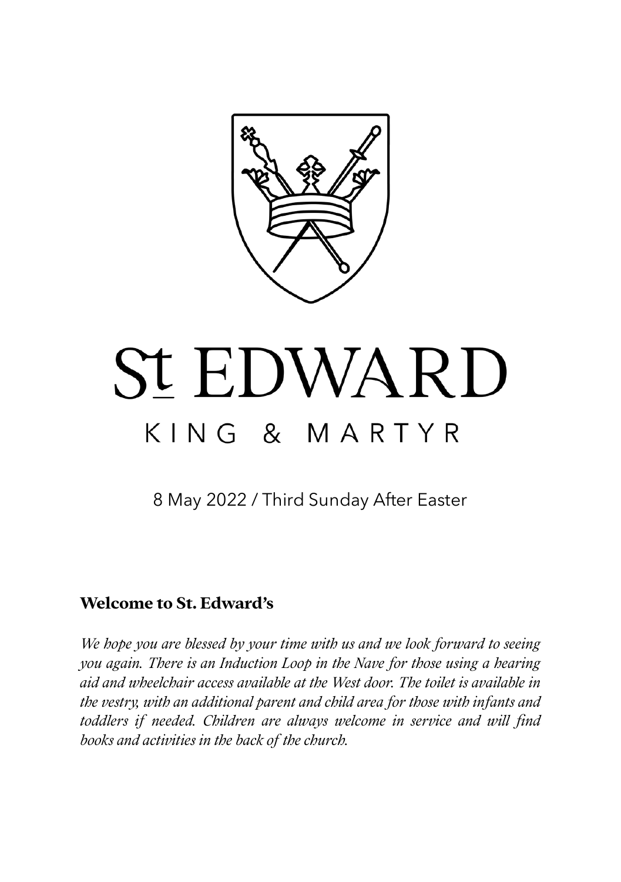# St EDWARD

## KING & MARTYR

8 May 2022 / Third Sunday After Easter

### Welcome to St. Edward's

*We hope you are blessed by your time with us and we look forward to seeing you again. There is an Induction Loop in the Nave for those using a hearing aid and wheelchair access available at the West door. The toilet is available in the vestry, with an additional parent and child area for those with infants and toddlers if needed. Children are always welcome in service and will find books and activities in the back of the church.*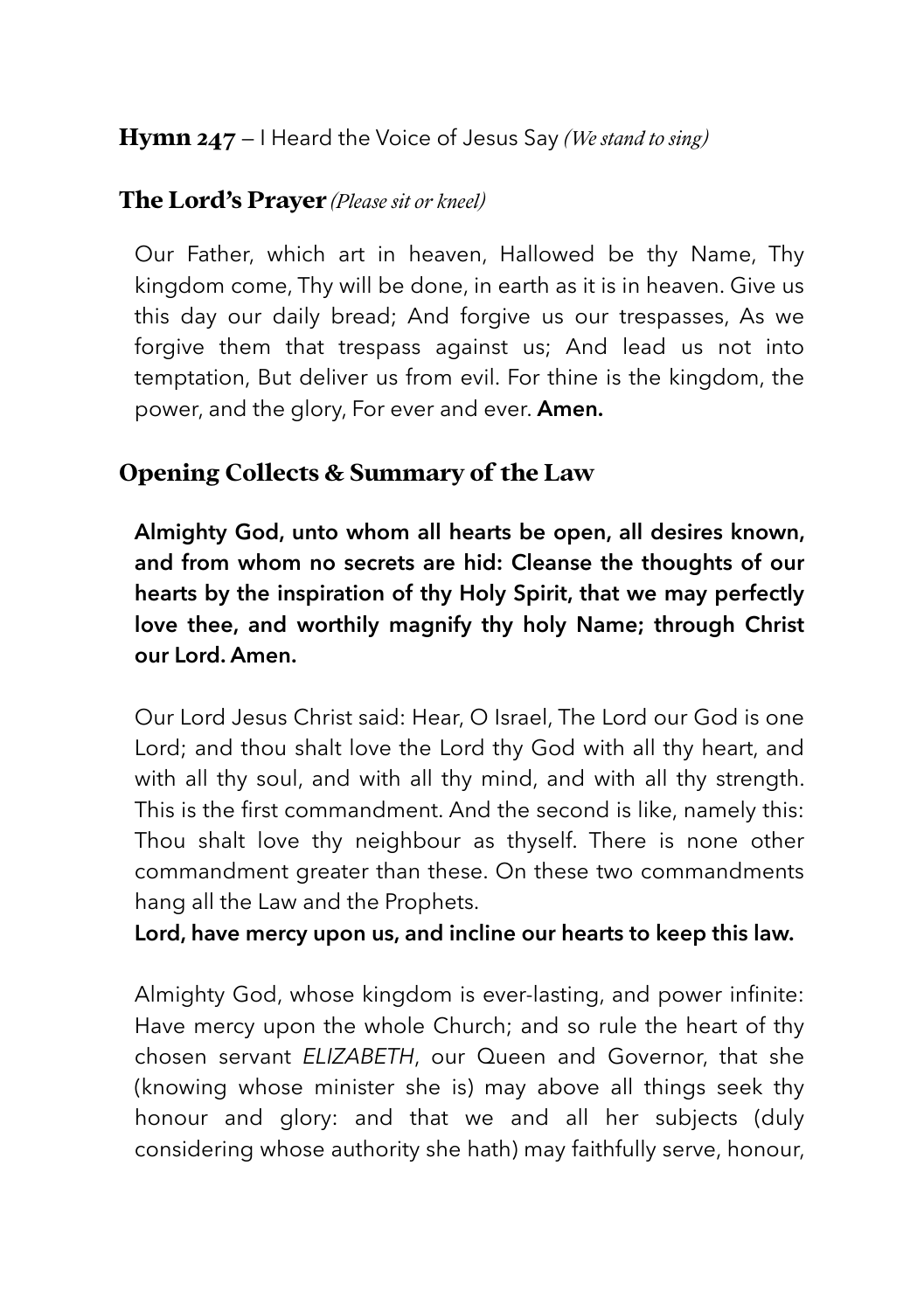## **Hymn 247** – I Heard the Voice of Jesus Say *(We stand to sing)*

## The Lord's Prayer *(Please sit or kneel)*

Our Father, which art in heaven, Hallowed be thy Name, Thy kingdom come, Thy will be done, in earth as it is in heaven. Give us this day our daily bread; And forgive us our trespasses, As we forgive them that trespass against us; And lead us not into temptation, But deliver us from evil. For thine is the kingdom, the power, and the glory, For ever and ever. **Amen.**

## Opening Collects & Summary of the Law

**Almighty God, unto whom all hearts be open, all desires known, and from whom no secrets are hid: Cleanse the thoughts of our hearts by the inspiration of thy Holy Spirit, that we may perfectly love thee, and worthily magnify thy holy Name; through Christ our Lord. Amen.**

Our Lord Jesus Christ said: Hear, O Israel, The Lord our God is one Lord; and thou shalt love the Lord thy God with all thy heart, and with all thy soul, and with all thy mind, and with all thy strength. This is the first commandment. And the second is like, namely this: Thou shalt love thy neighbour as thyself. There is none other commandment greater than these. On these two commandments hang all the Law and the Prophets.

**Lord, have mercy upon us, and incline our hearts to keep this law.**

Almighty God, whose kingdom is ever-lasting, and power infinite: Have mercy upon the whole Church; and so rule the heart of thy chosen servant *ELIZABETH*, our Queen and Governor, that she (knowing whose minister she is) may above all things seek thy honour and glory: and that we and all her subjects (duly considering whose authority she hath) may faithfully serve, honour,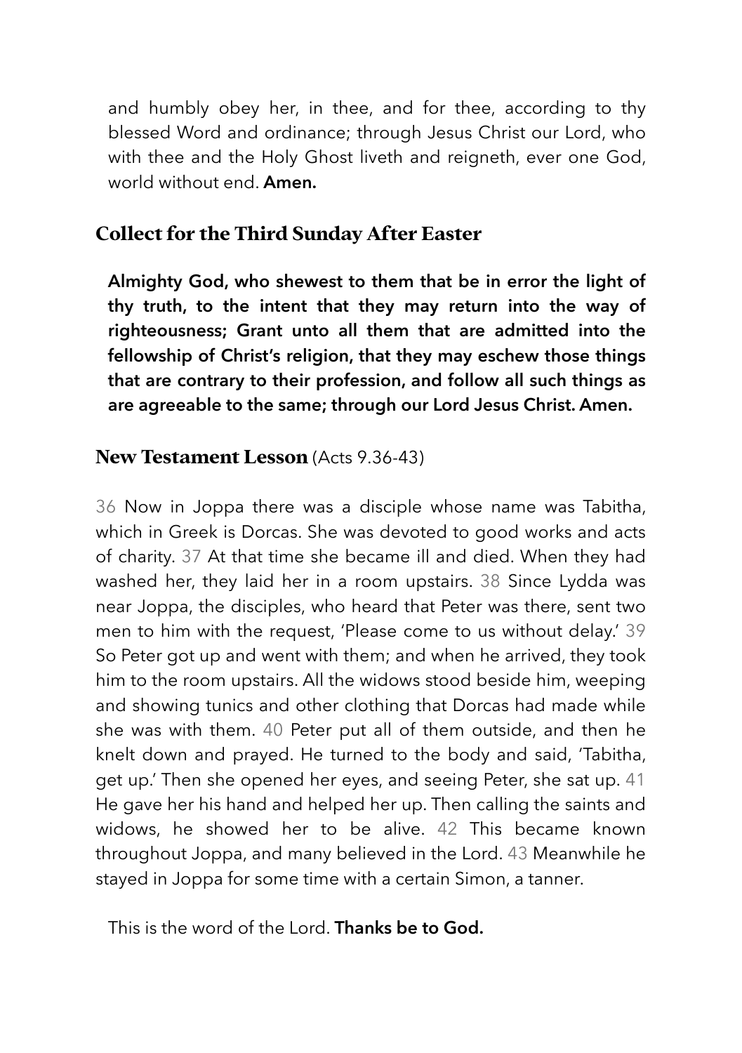and humbly obey her, in thee, and for thee, according to thy blessed Word and ordinance; through Jesus Christ our Lord, who with thee and the Holy Ghost liveth and reigneth, ever one God, world without end. **Amen.**

## Collect for the Third Sunday After Easter

**Almighty God, who shewest to them that be in error the light of thy truth, to the intent that they may return into the way of righteousness; Grant unto all them that are admitted into the fellowship of Christ's religion, that they may eschew those things that are contrary to their profession, and follow all such things as are agreeable to the same; through our Lord Jesus Christ. Amen.**

## New Testament Lesson (Acts 9.36-43)

36 Now in Joppa there was a disciple whose name was Tabitha, which in Greek is Dorcas. She was devoted to good works and acts of charity. 37 At that time she became ill and died. When they had washed her, they laid her in a room upstairs. 38 Since Lydda was near Joppa, the disciples, who heard that Peter was there, sent two men to him with the request, 'Please come to us without delay.' 39 So Peter got up and went with them; and when he arrived, they took him to the room upstairs. All the widows stood beside him, weeping and showing tunics and other clothing that Dorcas had made while she was with them. 40 Peter put all of them outside, and then he knelt down and prayed. He turned to the body and said, 'Tabitha, get up.' Then she opened her eyes, and seeing Peter, she sat up. 41 He gave her his hand and helped her up. Then calling the saints and widows, he showed her to be alive. 42 This became known throughout Joppa, and many believed in the Lord. 43 Meanwhile he stayed in Joppa for some time with a certain Simon, a tanner.

This is the word of the Lord. **Thanks be to God.**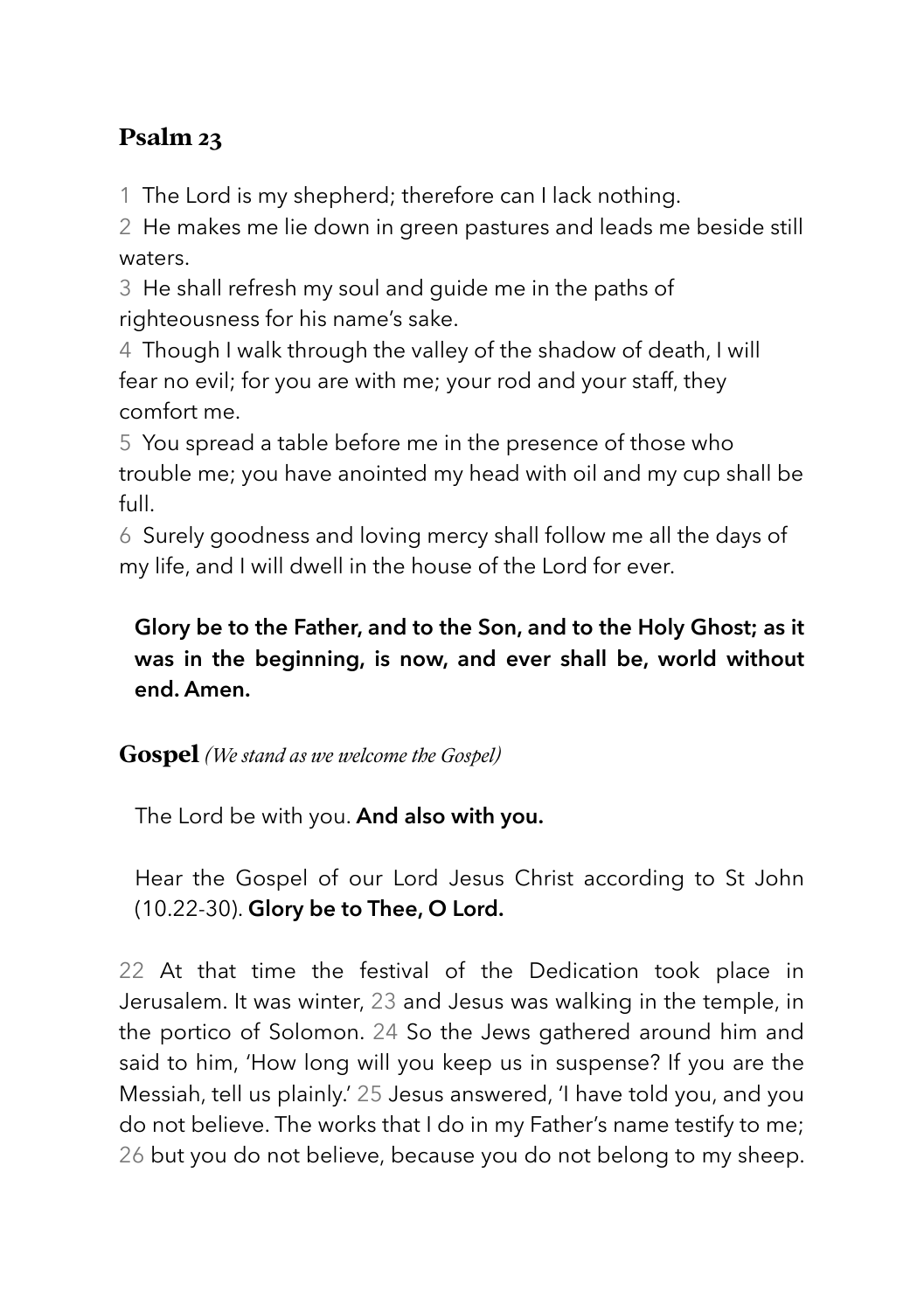## Psalm 23

1 The Lord is my shepherd; therefore can I lack nothing.
2 He makes me lie down in green pastures and leads me beside still waters.
3 He shall refresh my soul and guide me in the paths of righteousness for his name's sake.
4 Though I walk through the valley of the shadow of death, I will fear no evil; for you are with me; your rod and your staff, they comfort me.
5 You spread a table before me in the presence of those who trouble me; you have anointed my head with oil and my cup shall be full.
6 Surely goodness and loving mercy shall follow me all the days of my life, and I will dwell in the house of the Lord for ever.

**Glory be to the Father, and to the Son, and to the Holy Ghost; as it was in the beginning, is now, and ever shall be, world without end. Amen.**

## Gospel *(We stand as we welcome the Gospel)*

The Lord be with you. **And also with you.**

Hear the Gospel of our Lord Jesus Christ according to St John (10.22-30). **Glory be to Thee, O Lord.**

22 At that time the festival of the Dedication took place in Jerusalem. It was winter, 23 and Jesus was walking in the temple, in the portico of Solomon. 24 So the Jews gathered around him and said to him, 'How long will you keep us in suspense? If you are the Messiah, tell us plainly.' 25 Jesus answered, 'I have told you, and you do not believe. The works that I do in my Father's name testify to me; 26 but you do not believe, because you do not belong to my sheep.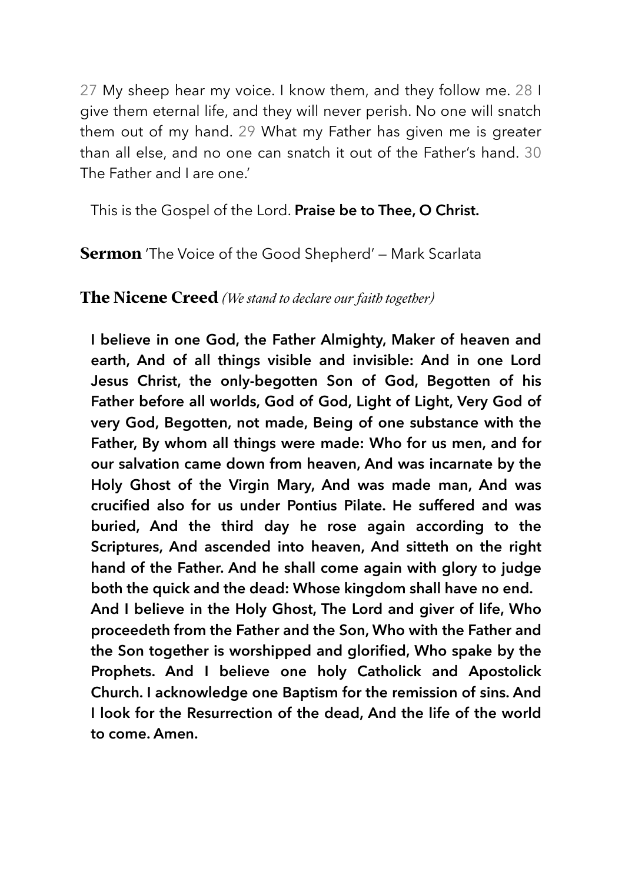27 My sheep hear my voice. I know them, and they follow me. 28 I give them eternal life, and they will never perish. No one will snatch them out of my hand. 29 What my Father has given me is greater than all else, and no one can snatch it out of the Father's hand. 30 The Father and I are one.'

This is the Gospel of the Lord. **Praise be to Thee, O Christ.**

## **Sermon** 'The Voice of the Good Shepherd' – Mark Scarlata

## **The Nicene Creed** *(We stand to declare our faith together)*

**I believe in one God, the Father Almighty, Maker of heaven and earth, And of all things visible and invisible: And in one Lord Jesus Christ, the only-begotten Son of God, Begotten of his Father before all worlds, God of God, Light of Light, Very God of very God, Begotten, not made, Being of one substance with the Father, By whom all things were made: Who for us men, and for our salvation came down from heaven, And was incarnate by the Holy Ghost of the Virgin Mary, And was made man, And was crucified also for us under Pontius Pilate. He suffered and was buried, And the third day he rose again according to the Scriptures, And ascended into heaven, And sitteth on the right hand of the Father. And he shall come again with glory to judge both the quick and the dead: Whose kingdom shall have no end.**
**And I believe in the Holy Ghost, The Lord and giver of life, Who proceedeth from the Father and the Son, Who with the Father and the Son together is worshipped and glorified, Who spake by the Prophets. And I believe one holy Catholick and Apostolick Church. I acknowledge one Baptism for the remission of sins. And I look for the Resurrection of the dead, And the life of the world to come. Amen.**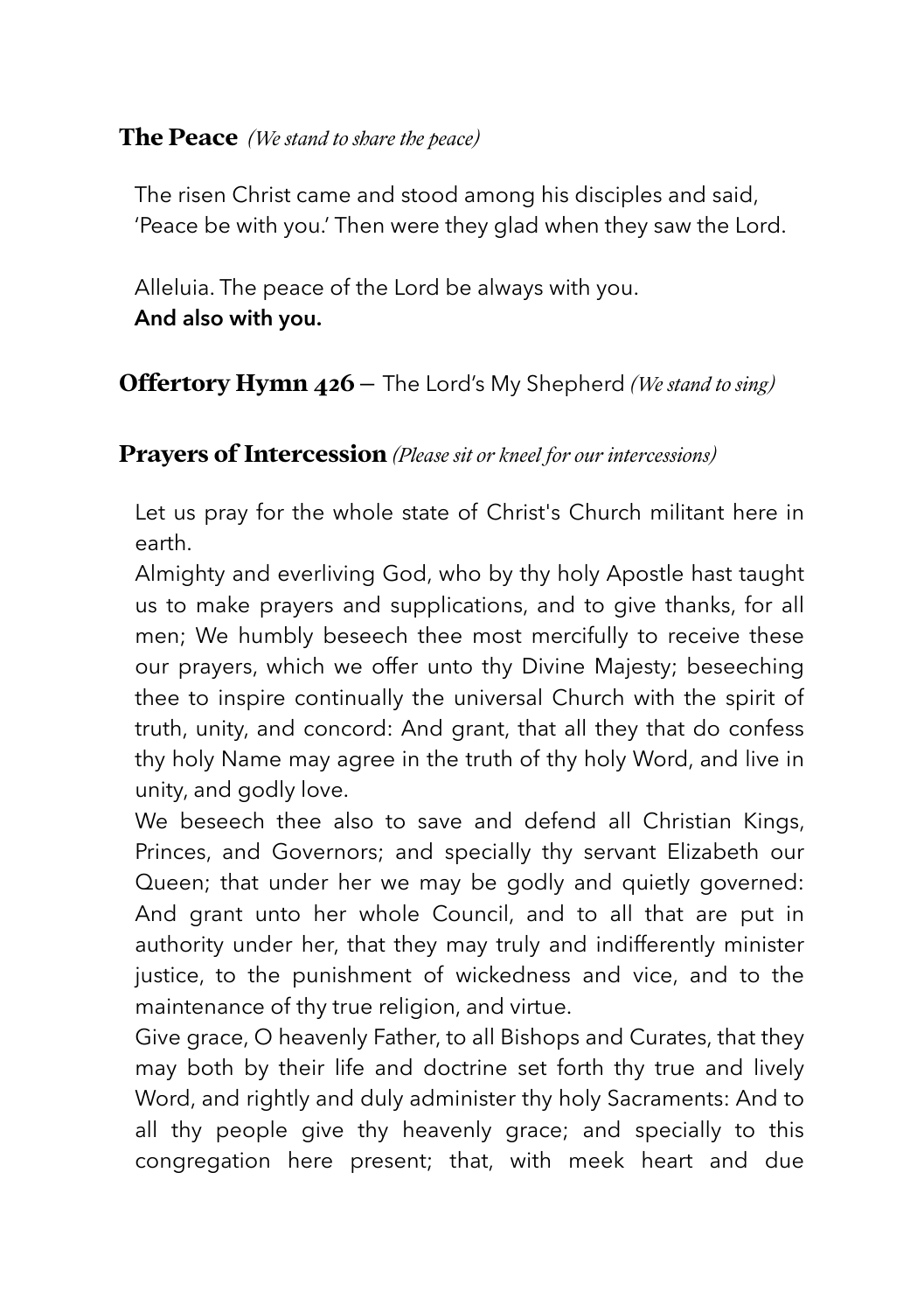## **The Peace** *(We stand to share the peace)*

The risen Christ came and stood among his disciples and said, 'Peace be with you.' Then were they glad when they saw the Lord.

Alleluia. The peace of the Lord be always with you.
**And also with you.**

## **Offertory Hymn 426** — The Lord's My Shepherd *(We stand to sing)*

## **Prayers of Intercession** *(Please sit or kneel for our intercessions)*

Let us pray for the whole state of Christ's Church militant here in earth.
Almighty and everliving God, who by thy holy Apostle hast taught us to make prayers and supplications, and to give thanks, for all men; We humbly beseech thee most mercifully to receive these our prayers, which we offer unto thy Divine Majesty; beseeching thee to inspire continually the universal Church with the spirit of truth, unity, and concord: And grant, that all they that do confess thy holy Name may agree in the truth of thy holy Word, and live in unity, and godly love.
We beseech thee also to save and defend all Christian Kings, Princes, and Governors; and specially thy servant Elizabeth our Queen; that under her we may be godly and quietly governed: And grant unto her whole Council, and to all that are put in authority under her, that they may truly and indifferently minister justice, to the punishment of wickedness and vice, and to the maintenance of thy true religion, and virtue.
Give grace, O heavenly Father, to all Bishops and Curates, that they may both by their life and doctrine set forth thy true and lively Word, and rightly and duly administer thy holy Sacraments: And to all thy people give thy heavenly grace; and specially to this congregation here present; that, with meek heart and due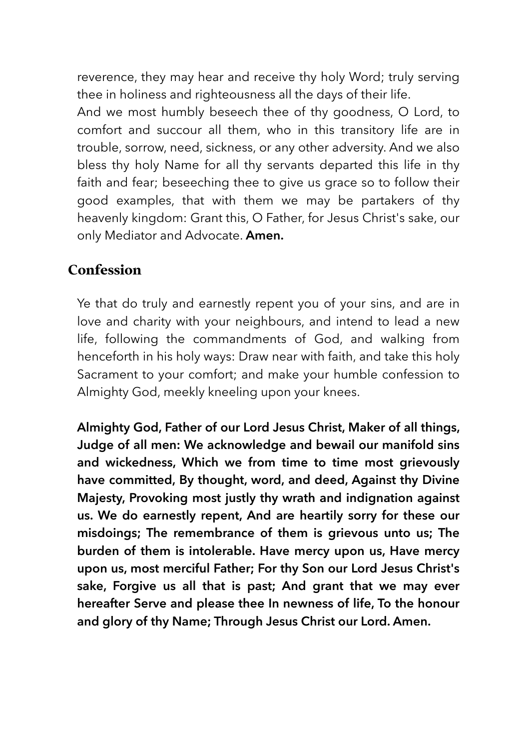reverence, they may hear and receive thy holy Word; truly serving thee in holiness and righteousness all the days of their life.

And we most humbly beseech thee of thy goodness, O Lord, to comfort and succour all them, who in this transitory life are in trouble, sorrow, need, sickness, or any other adversity. And we also bless thy holy Name for all thy servants departed this life in thy faith and fear; beseeching thee to give us grace so to follow their good examples, that with them we may be partakers of thy heavenly kingdom: Grant this, O Father, for Jesus Christ's sake, our only Mediator and Advocate. **Amen.**

## Confession

Ye that do truly and earnestly repent you of your sins, and are in love and charity with your neighbours, and intend to lead a new life, following the commandments of God, and walking from henceforth in his holy ways: Draw near with faith, and take this holy Sacrament to your comfort; and make your humble confession to Almighty God, meekly kneeling upon your knees.

**Almighty God, Father of our Lord Jesus Christ, Maker of all things, Judge of all men: We acknowledge and bewail our manifold sins and wickedness, Which we from time to time most grievously have committed, By thought, word, and deed, Against thy Divine Majesty, Provoking most justly thy wrath and indignation against us. We do earnestly repent, And are heartily sorry for these our misdoings; The remembrance of them is grievous unto us; The burden of them is intolerable. Have mercy upon us, Have mercy upon us, most merciful Father; For thy Son our Lord Jesus Christ's sake, Forgive us all that is past; And grant that we may ever hereafter Serve and please thee In newness of life, To the honour and glory of thy Name; Through Jesus Christ our Lord. Amen.**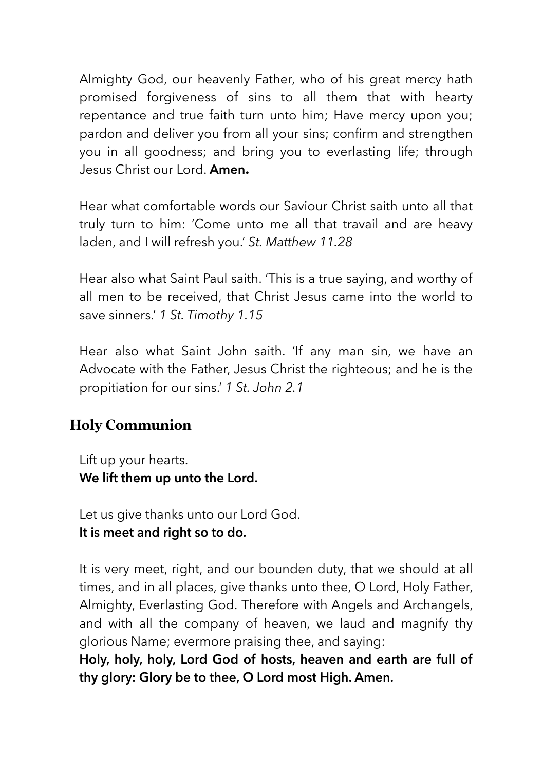Almighty God, our heavenly Father, who of his great mercy hath promised forgiveness of sins to all them that with hearty repentance and true faith turn unto him; Have mercy upon you; pardon and deliver you from all your sins; confirm and strengthen you in all goodness; and bring you to everlasting life; through Jesus Christ our Lord. **Amen.**

Hear what comfortable words our Saviour Christ saith unto all that truly turn to him: 'Come unto me all that travail and are heavy laden, and I will refresh you.' *St. Matthew 11.28*

Hear also what Saint Paul saith. 'This is a true saying, and worthy of all men to be received, that Christ Jesus came into the world to save sinners.' *1 St. Timothy 1.15*

Hear also what Saint John saith. 'If any man sin, we have an Advocate with the Father, Jesus Christ the righteous; and he is the propitiation for our sins.' *1 St. John 2.1*

## Holy Communion

Lift up your hearts.
**We lift them up unto the Lord.**

Let us give thanks unto our Lord God.
**It is meet and right so to do.**

It is very meet, right, and our bounden duty, that we should at all times, and in all places, give thanks unto thee, O Lord, Holy Father, Almighty, Everlasting God. Therefore with Angels and Archangels, and with all the company of heaven, we laud and magnify thy glorious Name; evermore praising thee, and saying:
**Holy, holy, holy, Lord God of hosts, heaven and earth are full of thy glory: Glory be to thee, O Lord most High. Amen.**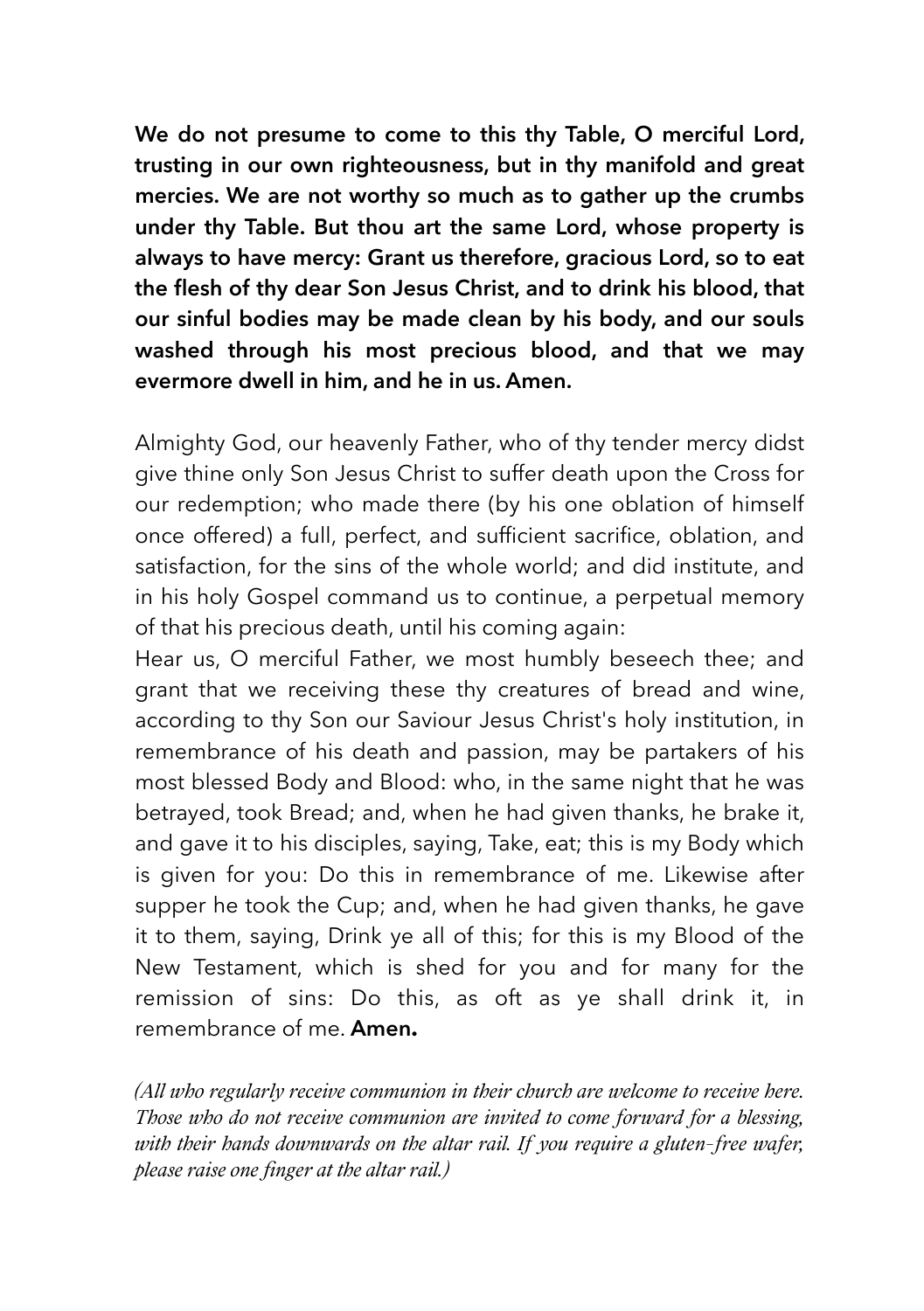**We do not presume to come to this thy Table, O merciful Lord, trusting in our own righteousness, but in thy manifold and great mercies. We are not worthy so much as to gather up the crumbs under thy Table. But thou art the same Lord, whose property is always to have mercy: Grant us therefore, gracious Lord, so to eat the flesh of thy dear Son Jesus Christ, and to drink his blood, that our sinful bodies may be made clean by his body, and our souls washed through his most precious blood, and that we may evermore dwell in him, and he in us. Amen.**

Almighty God, our heavenly Father, who of thy tender mercy didst give thine only Son Jesus Christ to suffer death upon the Cross for our redemption; who made there (by his one oblation of himself once offered) a full, perfect, and sufficient sacrifice, oblation, and satisfaction, for the sins of the whole world; and did institute, and in his holy Gospel command us to continue, a perpetual memory of that his precious death, until his coming again:
Hear us, O merciful Father, we most humbly beseech thee; and grant that we receiving these thy creatures of bread and wine, according to thy Son our Saviour Jesus Christ's holy institution, in remembrance of his death and passion, may be partakers of his most blessed Body and Blood: who, in the same night that he was betrayed, took Bread; and, when he had given thanks, he brake it, and gave it to his disciples, saying, Take, eat; this is my Body which is given for you: Do this in remembrance of me. Likewise after supper he took the Cup; and, when he had given thanks, he gave it to them, saying, Drink ye all of this; for this is my Blood of the New Testament, which is shed for you and for many for the remission of sins: Do this, as oft as ye shall drink it, in remembrance of me. **Amen.**

*(All who regularly receive communion in their church are welcome to receive here. Those who do not receive communion are invited to come forward for a blessing, with their hands downwards on the altar rail. If you require a gluten-free wafer, please raise one finger at the altar rail.)*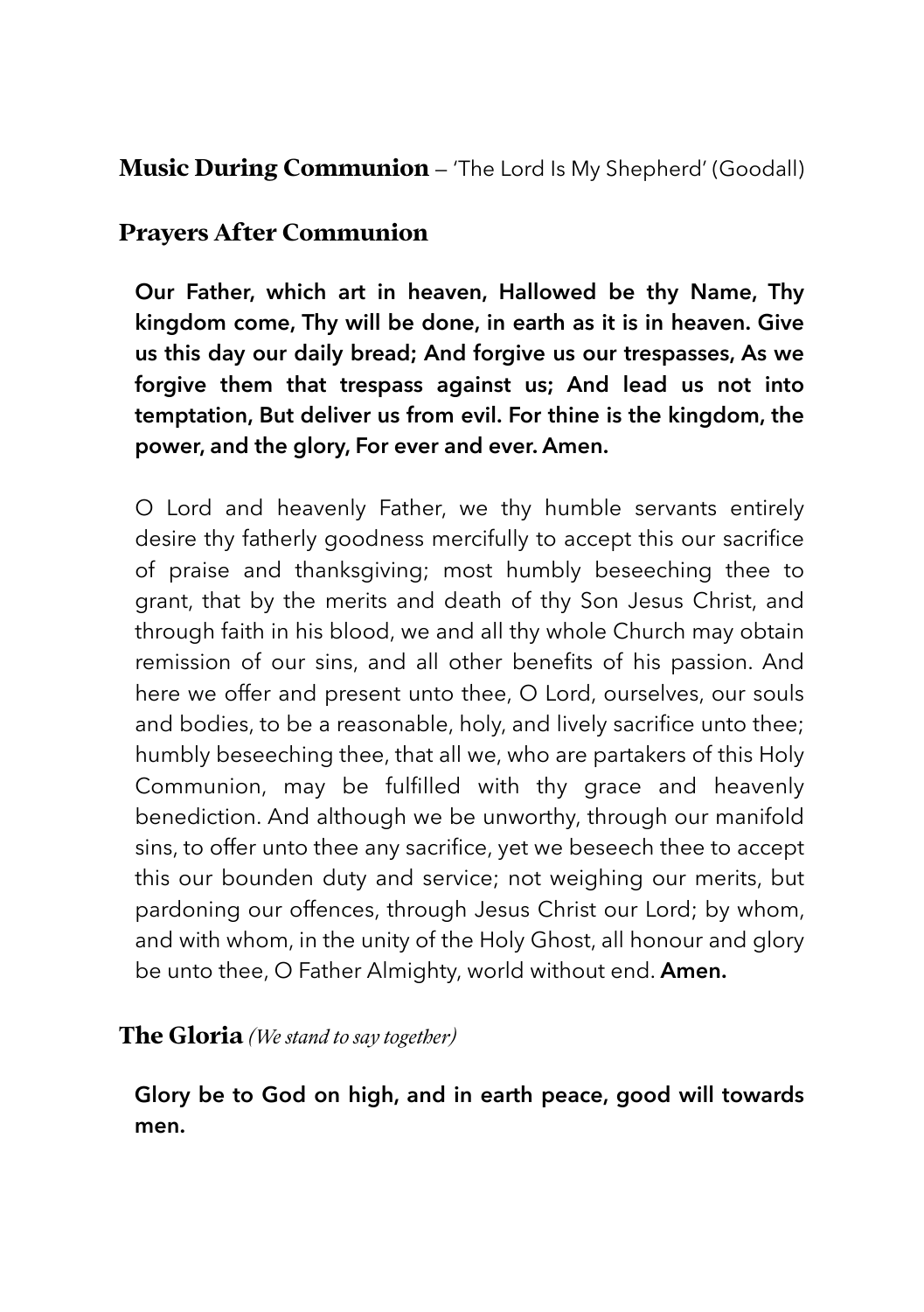## **Music During Communion** — 'The Lord Is My Shepherd' (Goodall)

## Prayers After Communion

**Our Father, which art in heaven, Hallowed be thy Name, Thy kingdom come, Thy will be done, in earth as it is in heaven. Give us this day our daily bread; And forgive us our trespasses, As we forgive them that trespass against us; And lead us not into temptation, But deliver us from evil. For thine is the kingdom, the power, and the glory, For ever and ever. Amen.**

O Lord and heavenly Father, we thy humble servants entirely desire thy fatherly goodness mercifully to accept this our sacrifice of praise and thanksgiving; most humbly beseeching thee to grant, that by the merits and death of thy Son Jesus Christ, and through faith in his blood, we and all thy whole Church may obtain remission of our sins, and all other benefits of his passion. And here we offer and present unto thee, O Lord, ourselves, our souls and bodies, to be a reasonable, holy, and lively sacrifice unto thee; humbly beseeching thee, that all we, who are partakers of this Holy Communion, may be fulfilled with thy grace and heavenly benediction. And although we be unworthy, through our manifold sins, to offer unto thee any sacrifice, yet we beseech thee to accept this our bounden duty and service; not weighing our merits, but pardoning our offences, through Jesus Christ our Lord; by whom, and with whom, in the unity of the Holy Ghost, all honour and glory be unto thee, O Father Almighty, world without end. **Amen.**

## The Gloria *(We stand to say together)*

**Glory be to God on high, and in earth peace, good will towards men.**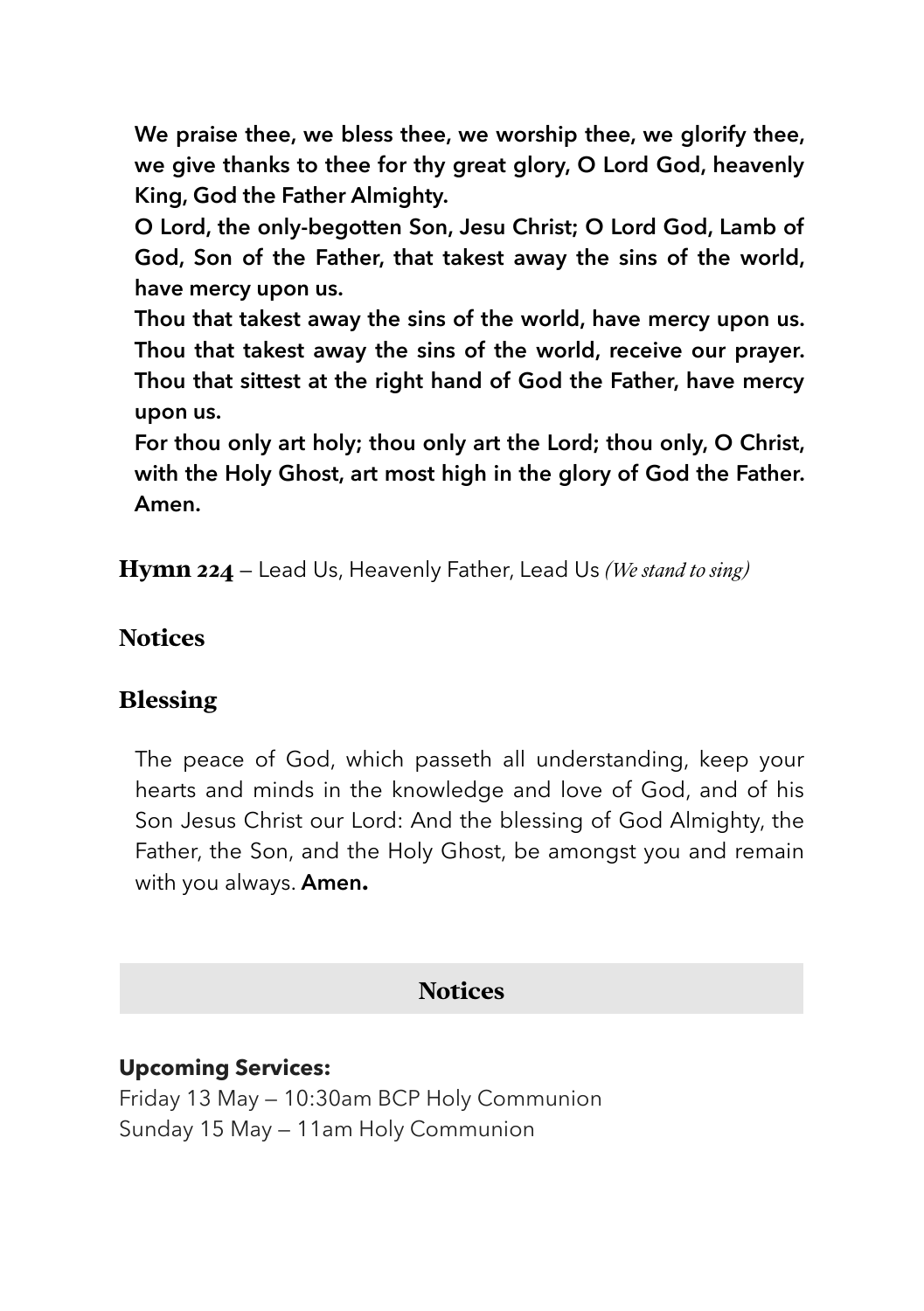**We praise thee, we bless thee, we worship thee, we glorify thee, we give thanks to thee for thy great glory, O Lord God, heavenly King, God the Father Almighty.**
**O Lord, the only-begotten Son, Jesu Christ; O Lord God, Lamb of God, Son of the Father, that takest away the sins of the world, have mercy upon us.**
**Thou that takest away the sins of the world, have mercy upon us. Thou that takest away the sins of the world, receive our prayer. Thou that sittest at the right hand of God the Father, have mercy upon us.**
**For thou only art holy; thou only art the Lord; thou only, O Christ, with the Holy Ghost, art most high in the glory of God the Father. Amen.**

**Hymn 224** — Lead Us, Heavenly Father, Lead Us *(We stand to sing)*

## Notices

## Blessing

The peace of God, which passeth all understanding, keep your hearts and minds in the knowledge and love of God, and of his Son Jesus Christ our Lord: And the blessing of God Almighty, the Father, the Son, and the Holy Ghost, be amongst you and remain with you always. **Amen.**

## Notices

**Upcoming Services:**
Friday 13 May — 10:30am BCP Holy Communion
Sunday 15 May — 11am Holy Communion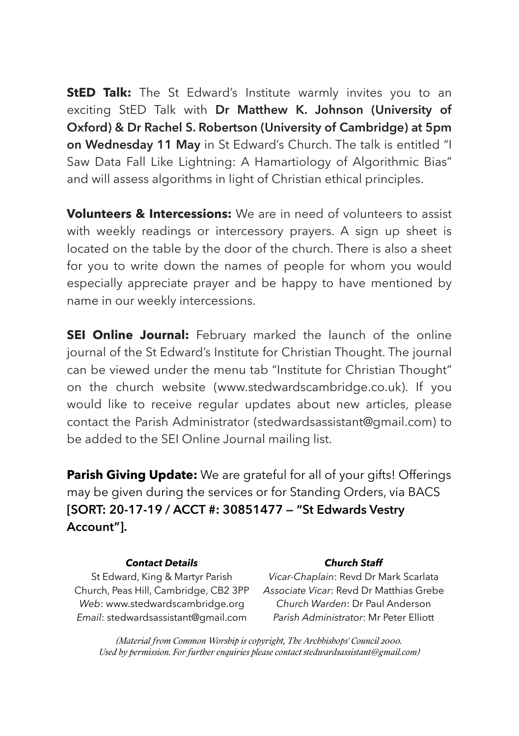**StED Talk:** The St Edward's Institute warmly invites you to an exciting StED Talk with **Dr Matthew K. Johnson (University of Oxford) & Dr Rachel S. Robertson (University of Cambridge) at 5pm on Wednesday 11 May** in St Edward's Church. The talk is entitled "I Saw Data Fall Like Lightning: A Hamartiology of Algorithmic Bias" and will assess algorithms in light of Christian ethical principles.

**Volunteers & Intercessions:** We are in need of volunteers to assist with weekly readings or intercessory prayers. A sign up sheet is located on the table by the door of the church. There is also a sheet for you to write down the names of people for whom you would especially appreciate prayer and be happy to have mentioned by name in our weekly intercessions.

**SEI Online Journal:** February marked the launch of the online journal of the St Edward's Institute for Christian Thought. The journal can be viewed under the menu tab "Institute for Christian Thought" on the church website (www.stedwardscambridge.co.uk). If you would like to receive regular updates about new articles, please contact the Parish Administrator (stedwardsassistant@gmail.com) to be added to the SEI Online Journal mailing list.

**Parish Giving Update:** We are grateful for all of your gifts! Offerings may be given during the services or for Standing Orders, via BACS **[SORT: 20-17-19 / ACCT #: 30851477 — "St Edwards Vestry Account"].**

***Contact Details***

St Edward, King & Martyr Parish Church, Peas Hill, Cambridge, CB2 3PP
*Web*: www.stedwardscambridge.org
*Email*: stedwardsassistant@gmail.com

***Church Staff***

*Vicar-Chaplain*: Revd Dr Mark Scarlata
*Associate Vicar*: Revd Dr Matthias Grebe
*Church Warden*: Dr Paul Anderson
*Parish Administrator*: Mr Peter Elliott

*(Material from Common Worship is copyright, The Archbishops' Council 2000. Used by permission. For further enquiries please contact stedwardsassistant@gmail.com)*